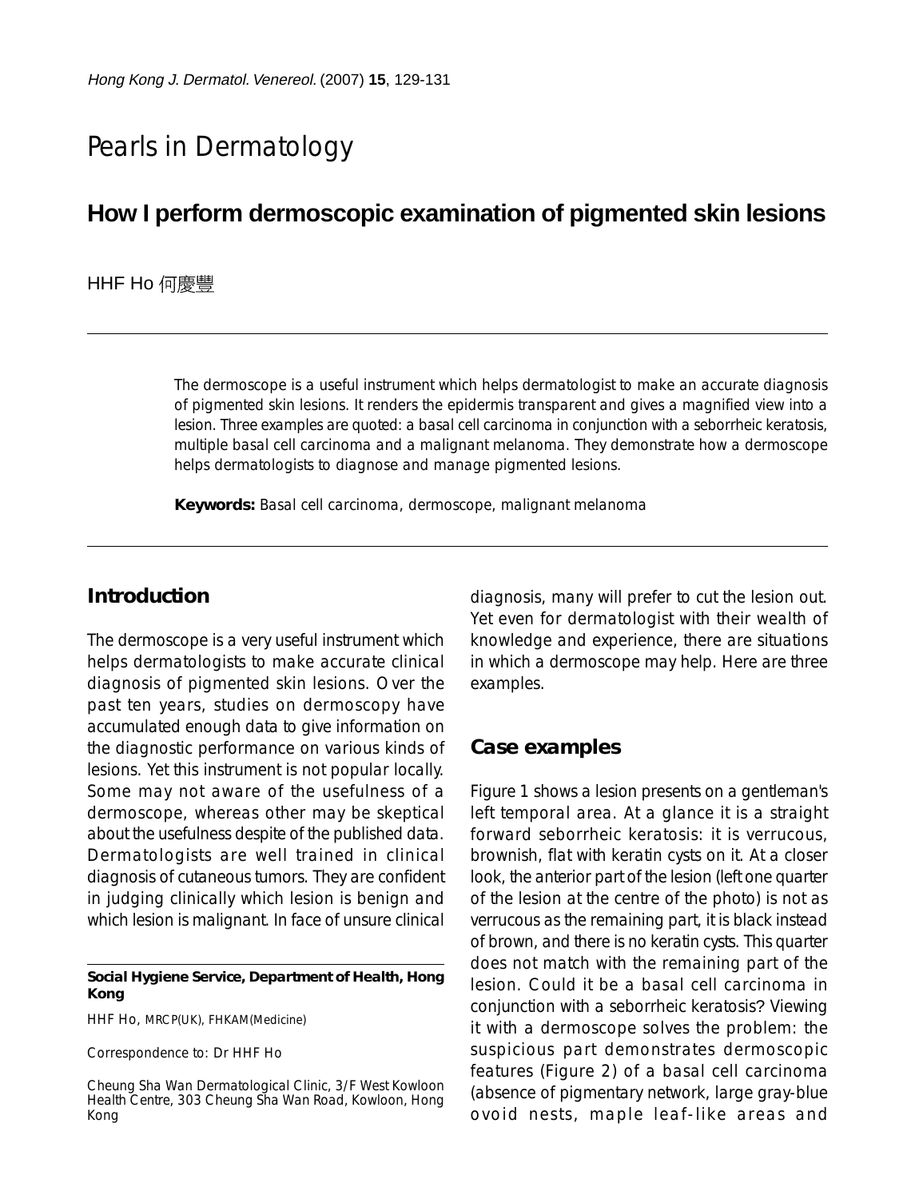# Pearls in Dermatology

## How I perform dermoscopic examination of pigmented skin lesions

HHF Ho 何慶豐

The dermoscope is a useful instrument which helps dermatologist to make an accurate diagnosis of pigmented skin lesions. It renders the epidermis transparent and gives a magnified view into a lesion. Three examples are quoted: a basal cell carcinoma in conjunction with a seborrheic keratosis, multiple basal cell carcinoma and a malignant melanoma. They demonstrate how a dermoscope helps dermatologists to diagnose and manage pigmented lesions.

**Keywords:** Basal cell carcinoma, dermoscope, malignant melanoma

### Introduction

The dermoscope is a very useful instrument which helps dermatologists to make accurate clinical diagnosis of pigmented skin lesions. Over the past ten years, studies on dermoscopy have accumulated enough data to give information on the diagnostic performance on various kinds of lesions. Yet this instrument is not popular locally. Some may not aware of the usefulness of a dermoscope, whereas other may be skeptical about the usefulness despite of the published data. Dermatologists are well trained in clinical diagnosis of cutaneous tumors. They are confident in judging clinically which lesion is benign and which lesion is malignant. In face of unsure clinical diagnosis, many will prefer to cut the lesion out. Yet even for dermatologist with their wealth of knowledge and experience, there are situations in which a dermoscope may help. Here are three examples.

### Case examples

Figure 1 shows a lesion presents on a gentleman's left temporal area. At a glance it is a straight forward seborrheic keratosis: it is verrucous, brownish, flat with keratin cysts on it. At a closer look, the anterior part of the lesion (left one quarter of the lesion at the centre of the photo) is not as verrucous as the remaining part, it is black instead of brown, and there is no keratin cysts. This quarter does not match with the remaining part of the lesion. Could it be a basal cell carcinoma in conjunction with a seborrheic keratosis? Viewing it with a dermoscope solves the problem: the suspicious part demonstrates dermoscopic features (Figure 2) of a basal cell carcinoma (absence of pigmentary network, large gray-blue ovoid nests, maple leaf-like areas and

**Social Hygiene Service, Department of Health, Hong Kong**

HHF Ho, MRCP(UK), FHKAM(Medicine)

Correspondence to: Dr HHF Ho

Cheung Sha Wan Dermatological Clinic, 3/F West Kowloon Health Centre, 303 Cheung Sha Wan Road, Kowloon, Hong Kong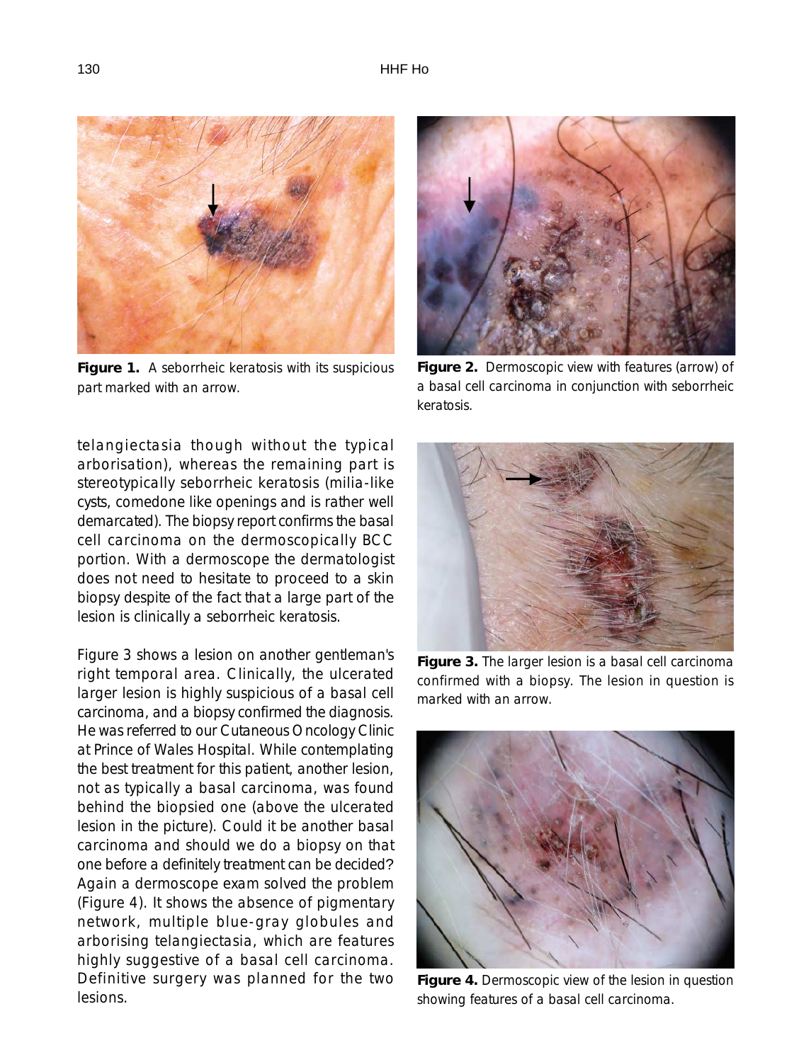**Figure 1.** A seborrheic keratosis with its suspicious part marked with an arrow.

**Figure 2.** Dermoscopic view with features (arrow) of a basal cell carcinoma in conjunction with seborrheic keratosis.

telangiectasia though without the typical arborisation), whereas the remaining part is stereotypically seborrheic keratosis (milia-like cysts, comedone like openings and is rather well demarcated). The biopsy report confirms the basal cell carcinoma on the dermoscopically BCC portion. With a dermoscope the dermatologist does not need to hesitate to proceed to a skin biopsy despite of the fact that a large part of the lesion is clinically a seborrheic keratosis.

Figure 3 shows a lesion on another gentleman's right temporal area. Clinically, the ulcerated larger lesion is highly suspicious of a basal cell carcinoma, and a biopsy confirmed the diagnosis. He was referred to our Cutaneous Oncology Clinic at Prince of Wales Hospital. While contemplating the best treatment for this patient, another lesion, not as typically a basal carcinoma, was found behind the biopsied one (above the ulcerated lesion in the picture). Could it be another basal carcinoma and should we do a biopsy on that one before a definitely treatment can be decided? Again a dermoscope exam solved the problem (Figure 4). It shows the absence of pigmentary network, multiple blue-gray globules and arborising telangiectasia, which are features highly suggestive of a basal cell carcinoma. Definitive surgery was planned for the two lesions.

**Figure 3.** The larger lesion is a basal cell carcinoma confirmed with a biopsy. The lesion in question is marked with an arrow.

**Figure 4.** Dermoscopic view of the lesion in question showing features of a basal cell carcinoma.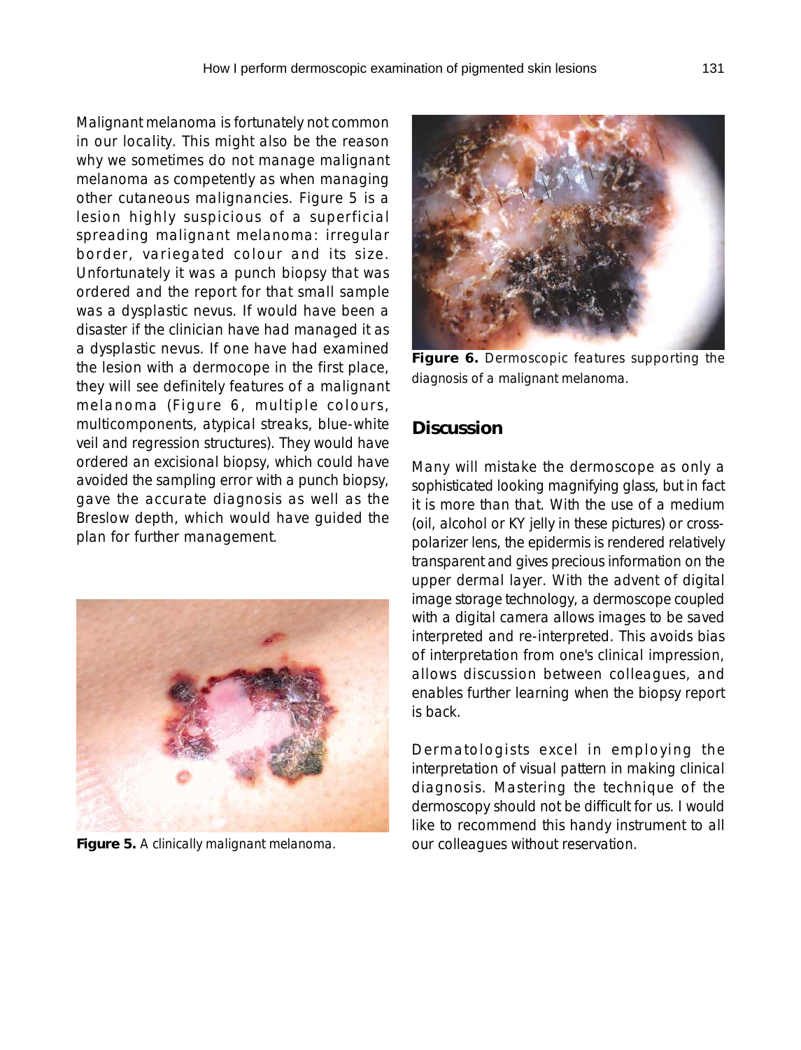Malignant melanoma is fortunately not common in our locality. This might also be the reason why we sometimes do not manage malignant melanoma as competently as when managing other cutaneous malignancies. Figure 5 is a lesion highly suspicious of a superficial spreading malignant melanoma: irregular border, variegated colour and its size. Unfortunately it was a punch biopsy that was ordered and the report for that small sample was a dysplastic nevus. If would have been a disaster if the clinician have had managed it as a dysplastic nevus. If one have had examined the lesion with a dermocope in the first place, they will see definitely features of a malignant melanoma (Figure 6, multiple colours, multicomponents, atypical streaks, blue-white veil and regression structures). They would have ordered an excisional biopsy, which could have avoided the sampling error with a punch biopsy, gave the accurate diagnosis as well as the Breslow depth, which would have guided the plan for further management.

**Figure 5.** A clinically malignant melanoma.

**Figure 6.** Dermoscopic features supporting the diagnosis of a malignant melanoma.

## Discussion

Many will mistake the dermoscope as only a sophisticated looking magnifying glass, but in fact it is more than that. With the use of a medium (oil, alcohol or KY jelly in these pictures) or cross-polarizer lens, the epidermis is rendered relatively transparent and gives precious information on the upper dermal layer. With the advent of digital image storage technology, a dermoscope coupled with a digital camera allows images to be saved interpreted and re-interpreted. This avoids bias of interpretation from one's clinical impression, allows discussion between colleagues, and enables further learning when the biopsy report is back.

Dermatologists excel in employing the interpretation of visual pattern in making clinical diagnosis. Mastering the technique of the dermoscopy should not be difficult for us. I would like to recommend this handy instrument to all our colleagues without reservation.